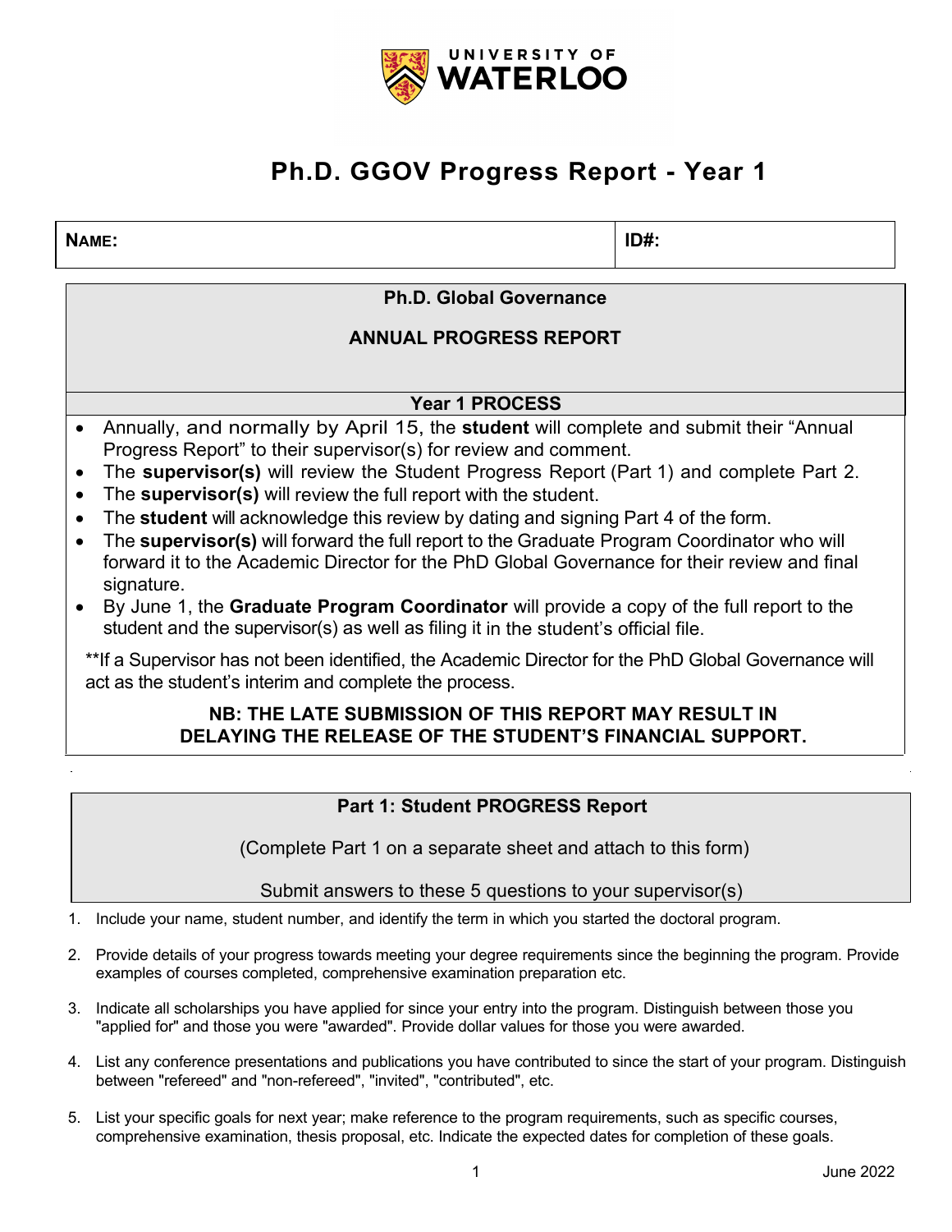# Ph.D. GGOV Progress Report - Year 1

| **NAME:** | **ID#:** |
| --- | --- |

## Ph.D. Global Governance

## ANNUAL PROGRESS REPORT

### Year 1 PROCESS

- Annually, and normally by April 15, the **student** will complete and submit their "Annual Progress Report" to their supervisor(s) for review and comment.
- The **supervisor(s)** will review the Student Progress Report (Part 1) and complete Part 2.
- The **supervisor(s)** will review the full report with the student.
- The **student** will acknowledge this review by dating and signing Part 4 of the form.
- The **supervisor(s)** will forward the full report to the Graduate Program Coordinator who will forward it to the Academic Director for the PhD Global Governance for their review and final signature.
- By June 1, the **Graduate Program Coordinator** will provide a copy of the full report to the student and the supervisor(s) as well as filing it in the student's official file.

**If a Supervisor has not been identified, the Academic Director for the PhD Global Governance will act as the student's interim and complete the process.

**NB: THE LATE SUBMISSION OF THIS REPORT MAY RESULT IN DELAYING THE RELEASE OF THE STUDENT'S FINANCIAL SUPPORT.**

## Part 1: Student PROGRESS Report

(Complete Part 1 on a separate sheet and attach to this form)

Submit answers to these 5 questions to your supervisor(s)

1. Include your name, student number, and identify the term in which you started the doctoral program.
2. Provide details of your progress towards meeting your degree requirements since the beginning the program. Provide examples of courses completed, comprehensive examination preparation etc.
3. Indicate all scholarships you have applied for since your entry into the program. Distinguish between those you "applied for" and those you were "awarded". Provide dollar values for those you were awarded.
4. List any conference presentations and publications you have contributed to since the start of your program. Distinguish between "refereed" and "non-refereed", "invited", "contributed", etc.
5. List your specific goals for next year; make reference to the program requirements, such as specific courses, comprehensive examination, thesis proposal, etc. Indicate the expected dates for completion of these goals.

June 2022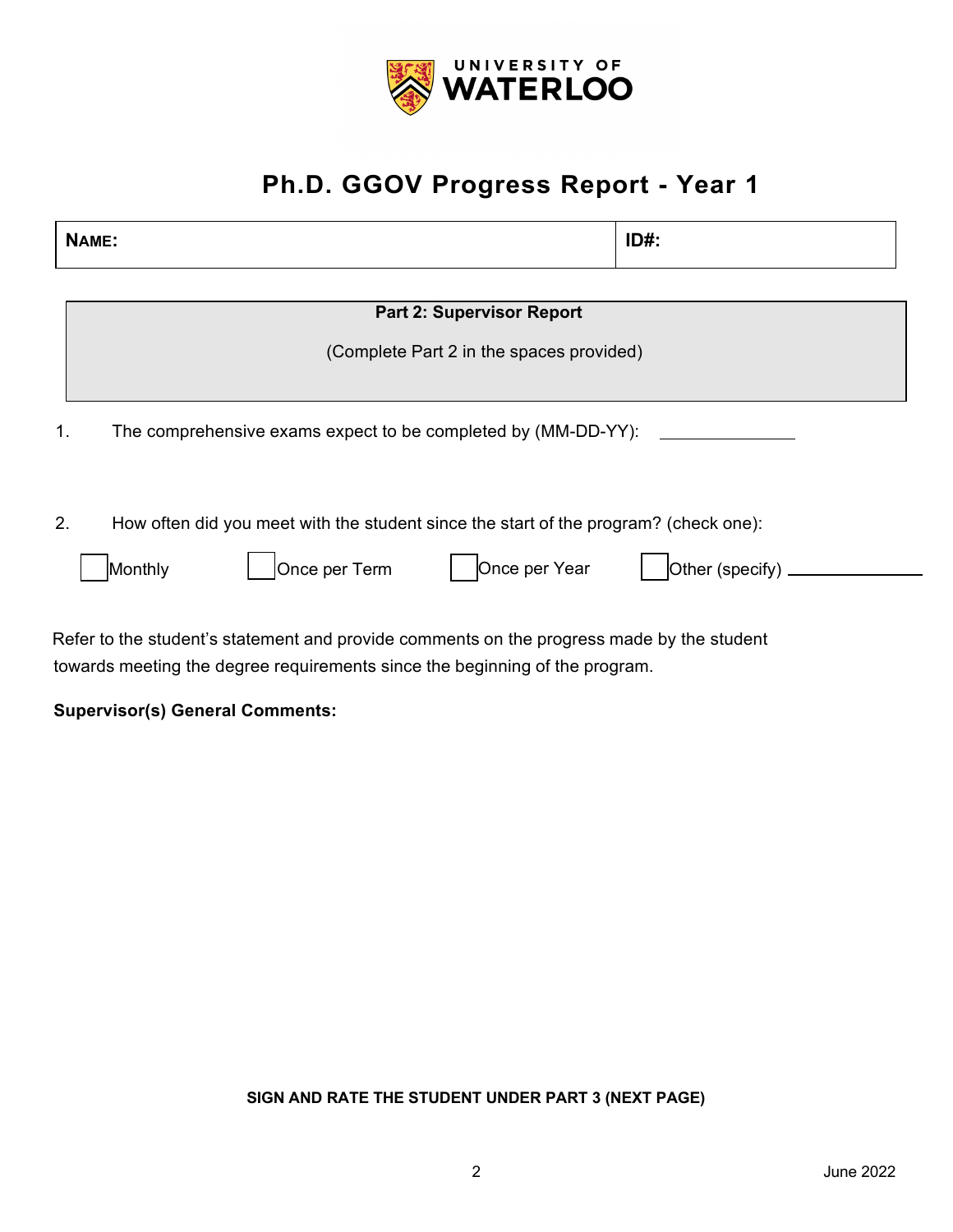UNIVERSITY OF WATERLOO

# Ph.D. GGOV Progress Report - Year 1

| **NAME:** | **ID#:** |
|---|---|

**Part 2: Supervisor Report**

(Complete Part 2 in the spaces provided)

1. The comprehensive exams expect to be completed by (MM-DD-YY): ____________

2. How often did you meet with the student since the start of the program? (check one):

☐ Monthly ☐ Once per Term ☐ Once per Year ☐ Other (specify) ____________

Refer to the student's statement and provide comments on the progress made by the student towards meeting the degree requirements since the beginning of the program.

**Supervisor(s) General Comments:**

**SIGN AND RATE THE STUDENT UNDER PART 3 (NEXT PAGE)**

June 2022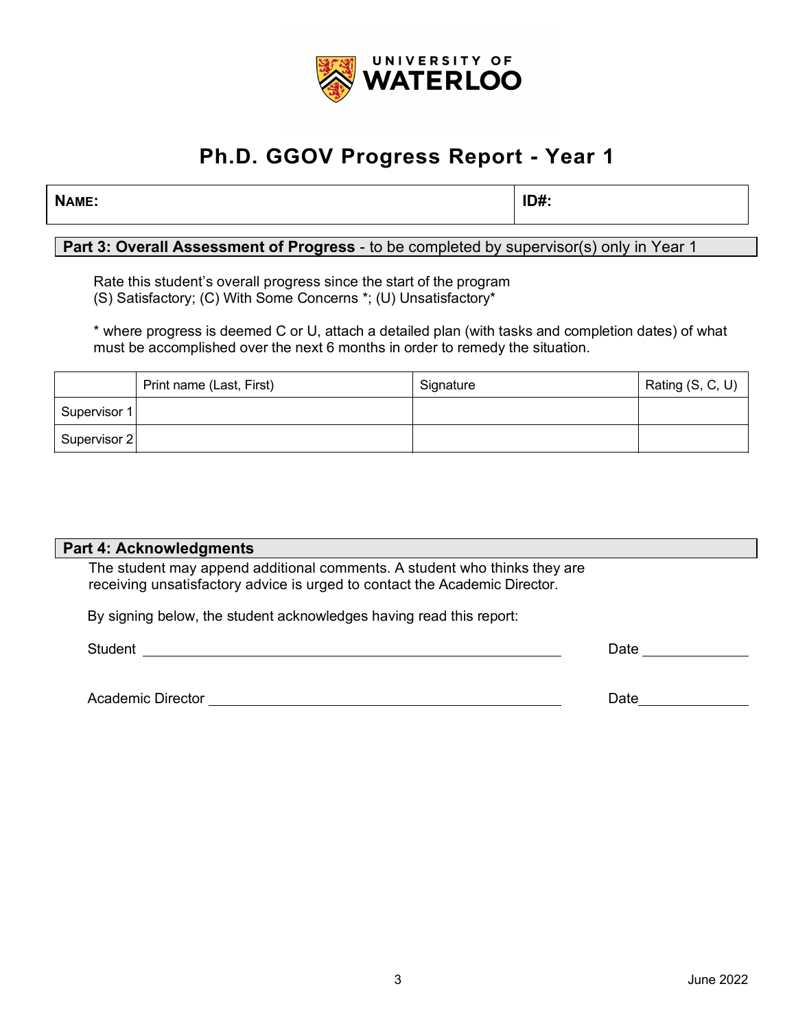UNIVERSITY OF WATERLOO

# Ph.D. GGOV Progress Report - Year 1

| NAME: | ID#: |
|---|---|

## Part 3: Overall Assessment of Progress - to be completed by supervisor(s) only in Year 1

Rate this student's overall progress since the start of the program
(S) Satisfactory; (C) With Some Concerns *; (U) Unsatisfactory*

* where progress is deemed C or U, attach a detailed plan (with tasks and completion dates) of what must be accomplished over the next 6 months in order to remedy the situation.

| | Print name (Last, First) | Signature | Rating (S, C, U) |
|---|---|---|---|
| Supervisor 1 | | | |
| Supervisor 2 | | | |

## Part 4: Acknowledgments

The student may append additional comments. A student who thinks they are receiving unsatisfactory advice is urged to contact the Academic Director.

By signing below, the student acknowledges having read this report:

Student ______________________________ Date ____________

Academic Director ______________________________ Date ____________

June 2022